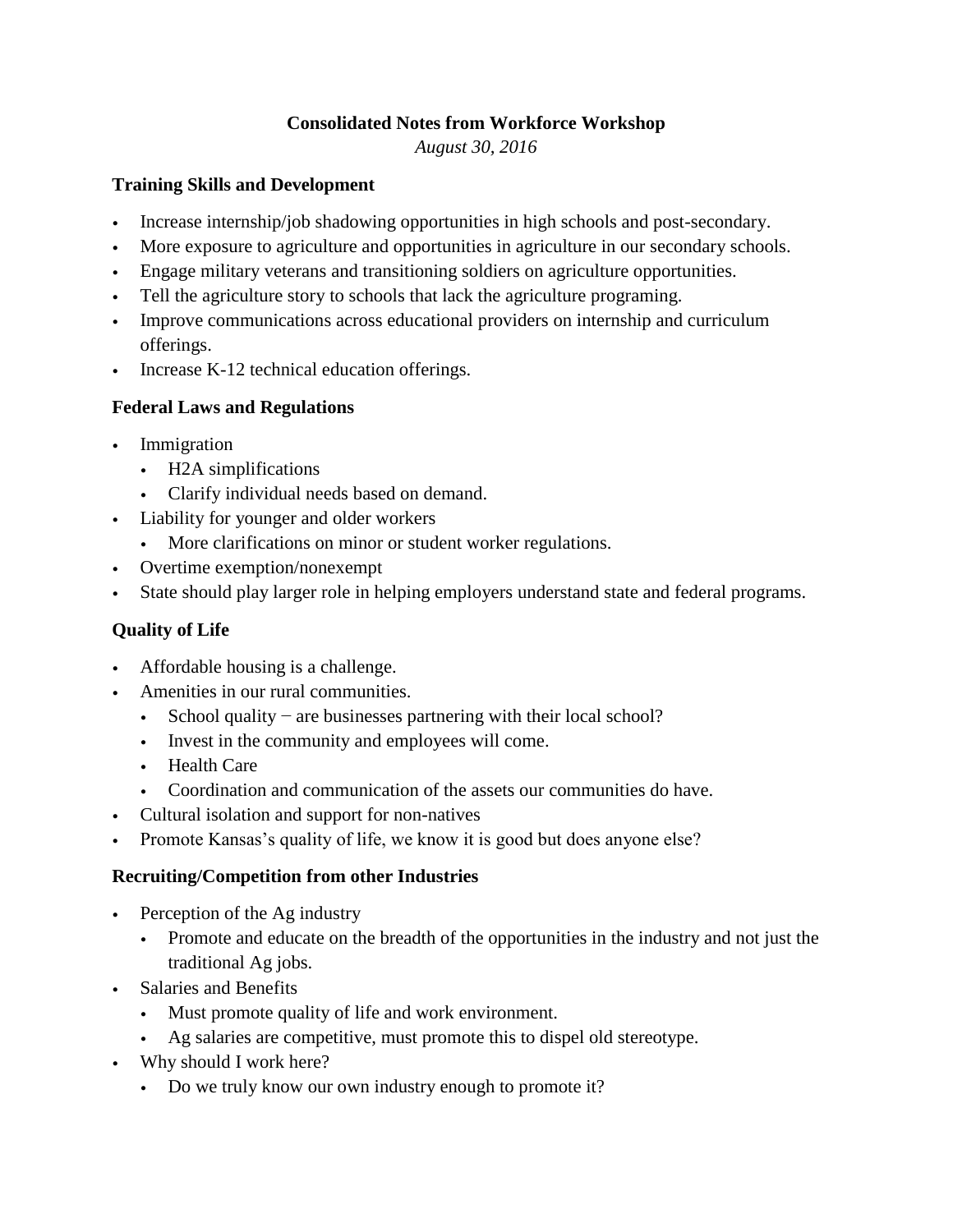# Consolidated Notes from Workforce Workshop

*August 30, 2016*

## Training Skills and Development

- Increase internship/job shadowing opportunities in high schools and post-secondary.
- More exposure to agriculture and opportunities in agriculture in our secondary schools.
- Engage military veterans and transitioning soldiers on agriculture opportunities.
- Tell the agriculture story to schools that lack the agriculture programing.
- Improve communications across educational providers on internship and curriculum offerings.
- Increase K-12 technical education offerings.

## Federal Laws and Regulations

- Immigration
  - H2A simplifications
  - Clarify individual needs based on demand.
- Liability for younger and older workers
  - More clarifications on minor or student worker regulations.
- Overtime exemption/nonexempt
- State should play larger role in helping employers understand state and federal programs.

## Quality of Life

- Affordable housing is a challenge.
- Amenities in our rural communities.
  - School quality − are businesses partnering with their local school?
  - Invest in the community and employees will come.
  - Health Care
  - Coordination and communication of the assets our communities do have.
- Cultural isolation and support for non-natives
- Promote Kansas's quality of life, we know it is good but does anyone else?

## Recruiting/Competition from other Industries

- Perception of the Ag industry
  - Promote and educate on the breadth of the opportunities in the industry and not just the traditional Ag jobs.
- Salaries and Benefits
  - Must promote quality of life and work environment.
  - Ag salaries are competitive, must promote this to dispel old stereotype.
- Why should I work here?
  - Do we truly know our own industry enough to promote it?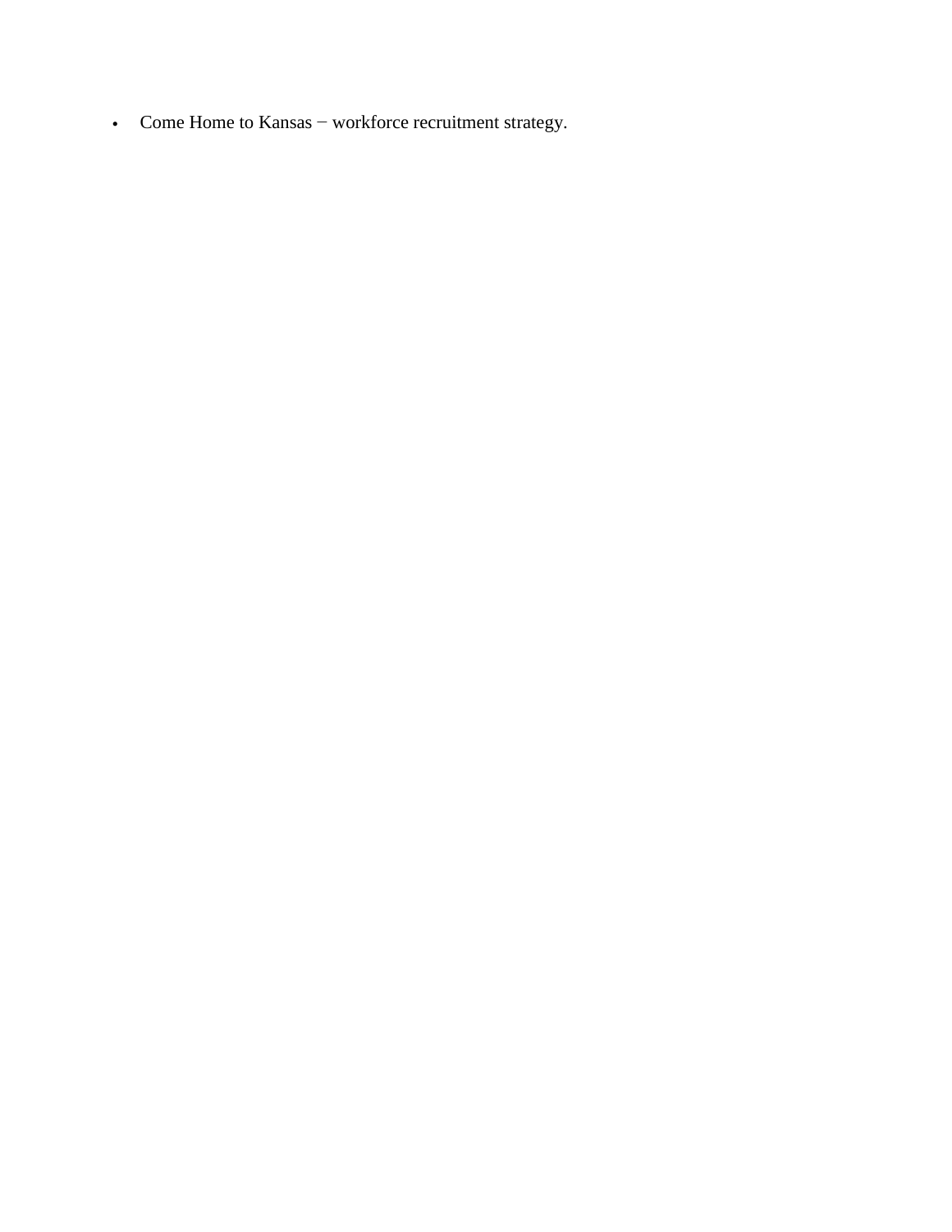- Come Home to Kansas − workforce recruitment strategy.